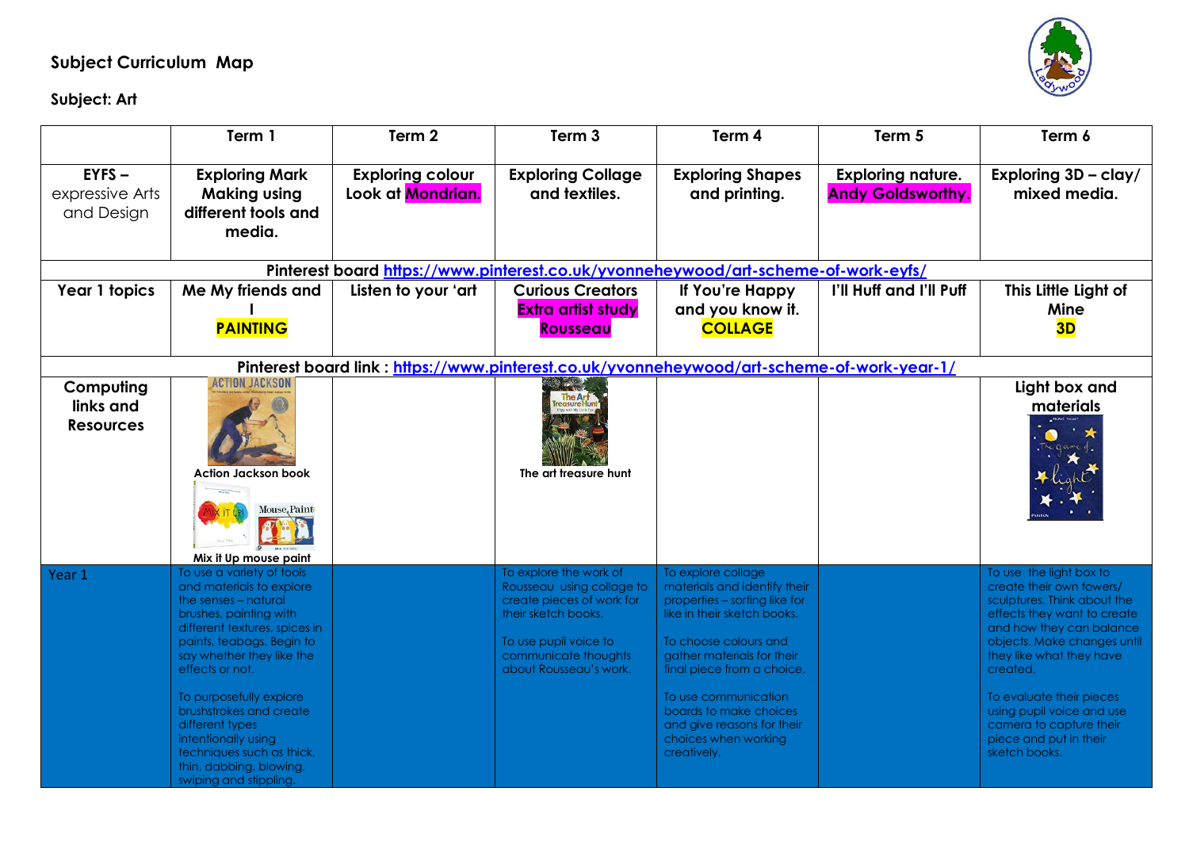## Subject Curriculum Map

### Subject: Art

| | Term 1 | Term 2 | Term 3 | Term 4 | Term 5 | Term 6 |
|---|---|---|---|---|---|---|
| **EYFS –** expressive Arts and Design | **Exploring Mark Making using different tools and media.** | **Exploring colour Look at Mondrian.** | **Exploring Collage and textiles.** | **Exploring Shapes and printing.** | **Exploring nature. Andy Goldsworthy.** | **Exploring 3D – clay/ mixed media.** |
| **Pinterest board https://www.pinterest.co.uk/yvonneheywood/art-scheme-of-work-eyfs/** | | | | | | |
| **Year 1 topics** | **Me My friends and I PAINTING** | **Listen to your 'art** | **Curious Creators Extra artist study Rousseau** | **If You're Happy and you know it. COLLAGE** | **I'll Huff and I'll Puff** | **This Little Light of Mine 3D** |
| **Pinterest board link : https://www.pinterest.co.uk/yvonneheywood/art-scheme-of-work-year-1/** | | | | | | |
| **Computing links and Resources** | **Action Jackson book** **Mix it Up mouse paint** | | **The art treasure hunt** | | | **Light box and materials** |
| Year 1 | To use a variety of tools and materials to explore the senses – natural brushes, painting with different textures, spices in paints, teabags. Begin to say whether they like the effects or not. To purposefully explore brushstrokes and create different types intentionally using techniques such as thick, thin, dabbing, blowing, swiping and stippling. | | To explore the work of Rousseau using collage to create pieces of work for their sketch books. To use pupil voice to communicate thoughts about Rousseau's work. | To explore collage materials and identify their properties – sorting like for like in their sketch books. To choose colours and gather materials for their final piece from a choice. To use communication boards to make choices and give reasons for their choices when working creatively. | | To use the light box to create their own towers/ sculptures. Think about the effects they want to create and how they can balance objects. Make changes until they like what they have created. To evaluate their pieces using pupil voice and use camera to capture their piece and put in their sketch books. |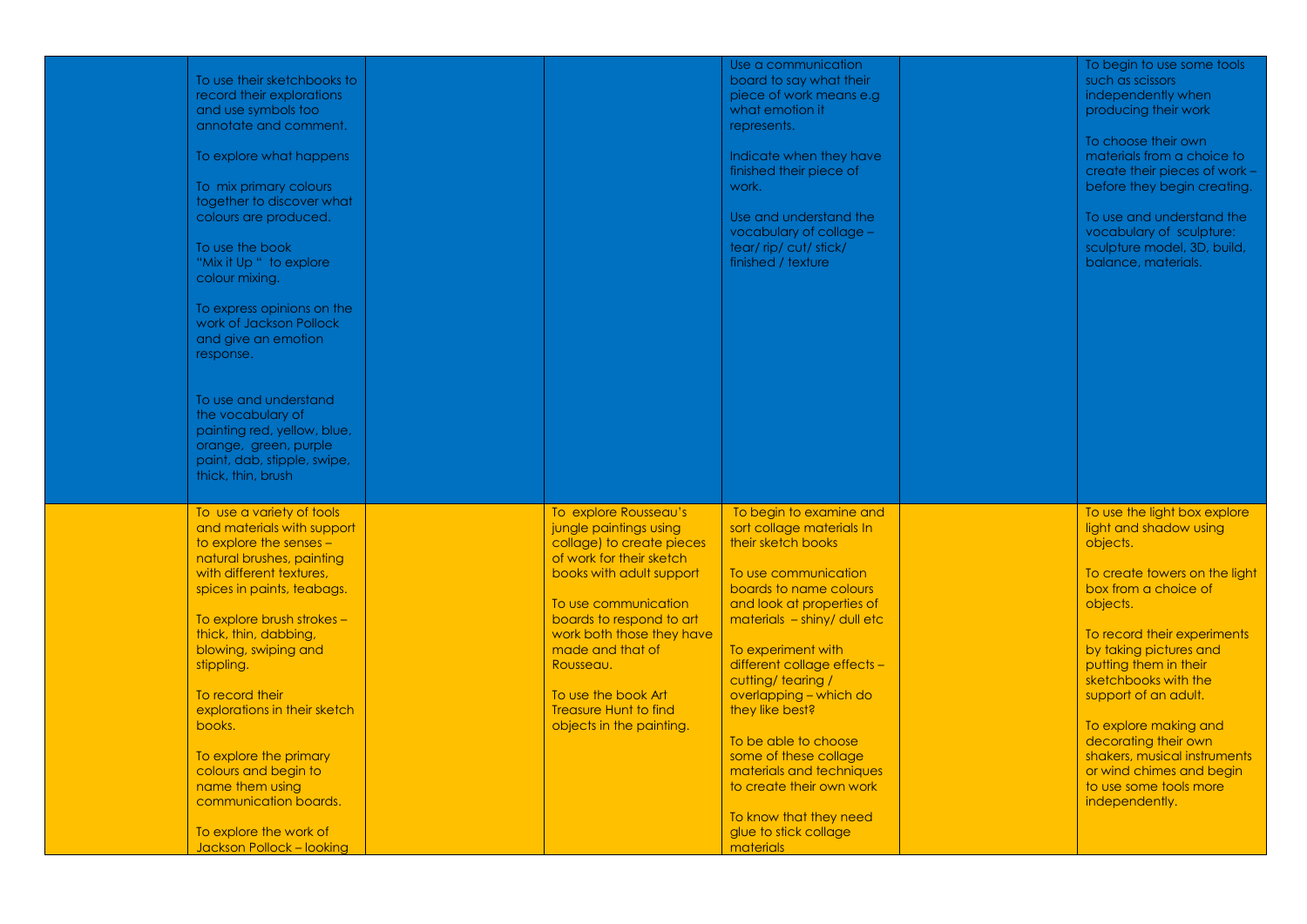| | | | | | | |
|---|---|---|---|---|---|---|
| | To use their sketchbooks to record their explorations and use symbols too annotate and comment.<br><br>To explore what happens<br><br>To mix primary colours together to discover what colours are produced.<br><br>To use the book "Mix it Up " to explore colour mixing.<br><br>To express opinions on the work of Jackson Pollock and give an emotion response.<br><br>To use and understand the vocabulary of painting red, yellow, blue, orange, green, purple paint, dab, stipple, swipe, thick, thin, brush | | | Use a communication board to say what their piece of work means e.g what emotion it represents.<br><br>Indicate when they have finished their piece of work.<br><br>Use and understand the vocabulary of collage – tear/ rip/ cut/ stick/ finished / texture | | To begin to use some tools such as scissors independently when producing their work<br><br>To choose their own materials from a choice to create their pieces of work – before they begin creating.<br><br>To use and understand the vocabulary of sculpture: sculpture model, 3D, build, balance, materials. |
| | To use a variety of tools and materials with support to explore the senses – natural brushes, painting with different textures, spices in paints, teabags.<br><br>To explore brush strokes – thick, thin, dabbing, blowing, swiping and stippling.<br><br>To record their explorations in their sketch books.<br><br>To explore the primary colours and begin to name them using communication boards.<br><br>To explore the work of Jackson Pollock – looking | | To explore Rousseau's jungle paintings using collage) to create pieces of work for their sketch books with adult support<br><br>To use communication boards to respond to art work both those they have made and that of Rousseau.<br><br>To use the book Art Treasure Hunt to find objects in the painting. | To begin to examine and sort collage materials In their sketch books<br><br>To use communication boards to name colours and look at properties of materials – shiny/ dull etc<br><br>To experiment with different collage effects – cutting/ tearing / overlapping – which do they like best?<br><br>To be able to choose some of these collage materials and techniques to create their own work<br><br>To know that they need glue to stick collage materials | | To use the light box explore light and shadow using objects.<br><br>To create towers on the light box from a choice of objects.<br><br>To record their experiments by taking pictures and putting them in their sketchbooks with the support of an adult.<br><br>To explore making and decorating their own shakers, musical instruments or wind chimes and begin to use some tools more independently. |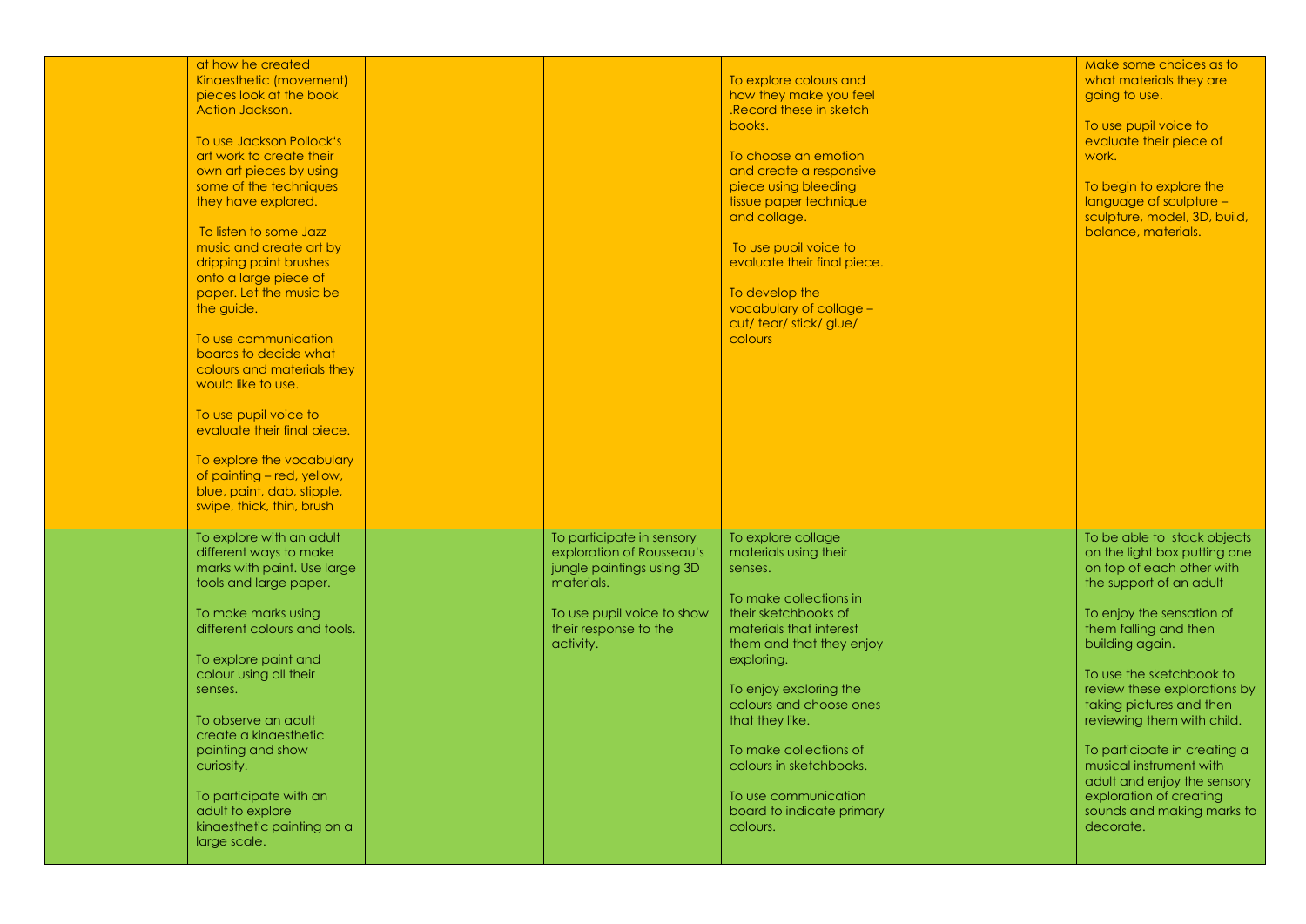| | | | | | | |
|---|---|---|---|---|---|---|
| | at how he created Kinaesthetic (movement) pieces look at the book Action Jackson.<br><br>To use Jackson Pollock's art work to create their own art pieces by using some of the techniques they have explored.<br><br>To listen to some Jazz music and create art by dripping paint brushes onto a large piece of paper. Let the music be the guide.<br><br>To use communication boards to decide what colours and materials they would like to use.<br><br>To use pupil voice to evaluate their final piece.<br><br>To explore the vocabulary of painting – red, yellow, blue, paint, dab, stipple, swipe, thick, thin, brush | | | To explore colours and how they make you feel .Record these in sketch books.<br><br>To choose an emotion and create a responsive piece using bleeding tissue paper technique and collage.<br><br>To use pupil voice to evaluate their final piece.<br><br>To develop the vocabulary of collage – cut/ tear/ stick/ glue/ colours | | Make some choices as to what materials they are going to use.<br><br>To use pupil voice to evaluate their piece of work.<br><br>To begin to explore the language of sculpture – sculpture, model, 3D, build, balance, materials. |
| | To explore with an adult different ways to make marks with paint. Use large tools and large paper.<br><br>To make marks using different colours and tools.<br><br>To explore paint and colour using all their senses.<br><br>To observe an adult create a kinaesthetic painting and show curiosity.<br><br>To participate with an adult to explore kinaesthetic painting on a large scale. | | To participate in sensory exploration of Rousseau's jungle paintings using 3D materials.<br><br>To use pupil voice to show their response to the activity. | To explore collage materials using their senses.<br><br>To make collections in their sketchbooks of materials that interest them and that they enjoy exploring.<br><br>To enjoy exploring the colours and choose ones that they like.<br><br>To make collections of colours in sketchbooks.<br><br>To use communication board to indicate primary colours. | | To be able to stack objects on the light box putting one on top of each other with the support of an adult<br><br>To enjoy the sensation of them falling and then building again.<br><br>To use the sketchbook to review these explorations by taking pictures and then reviewing them with child.<br><br>To participate in creating a musical instrument with adult and enjoy the sensory exploration of creating sounds and making marks to decorate. |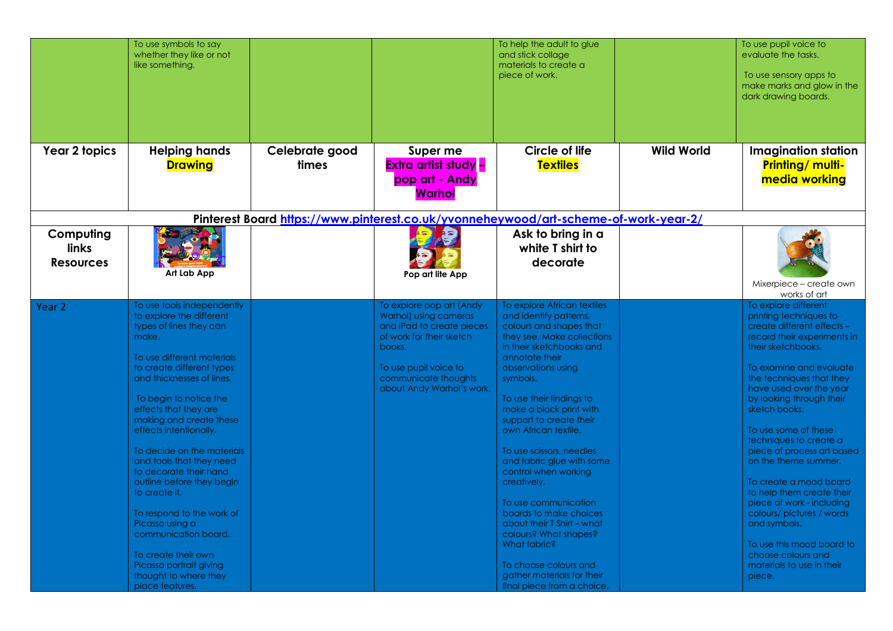| | | | | | | |
|---|---|---|---|---|---|---|
| | To use symbols to say whether they like or not like something. | | | To help the adult to glue and stick collage materials to create a piece of work. | | To use pupil voice to evaluate the tasks.<br><br>To use sensory apps to make marks and glow in the dark drawing boards. |
| **Year 2 topics** | **Helping hands**<br>**Drawing** | **Celebrate good times** | **Super me**<br>**Extra artist study – pop art - Andy Warhol** | **Circle of life**<br>**Textiles** | **Wild World** | **Imagination station**<br>**Printing/ multi-media working** |
| **Pinterest Board https://www.pinterest.co.uk/yvonneheywood/art-scheme-of-work-year-2/** | | | | | | |
| **Computing links Resources** | **Art Lab App** | | **Pop art lite App** | **Ask to bring in a white T shirt to decorate** | | Mixerpiece – create own works of art |
| Year 2 | To use tools independently to explore the different types of lines they can make.<br><br>To use different materials to create different types and thicknesses of lines.<br><br>To begin to notice the effects that they are making and create these effects intentionally.<br><br>To decide on the materials and tools that they need to decorate their hand outline before they begin to create it.<br><br>To respond to the work of Picasso using a communication board.<br><br>To create their own Picasso portrait giving thought to where they place features. | | To explore pop art (Andy Warhol) using cameras and IPad to create pieces of work for their sketch books.<br><br>To use pupil voice to communicate thoughts about Andy Warhol's work. | To explore African textiles and identify patterns, colours and shapes that they see. Make collections in their sketchbooks and annotate their observations using symbols.<br><br>To use their findings to make a block print with support to create their own African textile.<br><br>To use scissors, needles and fabric glue with some control when working creatively.<br><br>To use communication boards to make choices about their T Shirt – what colours? What shapes? What fabric?<br><br>To choose colours and gather materials for their final piece from a choice. | | To explore different printing techniques to create different effects – record their experiments in their sketchbooks.<br><br>To examine and evaluate the techniques that they have used over the year by looking through their sketch books.<br><br>To use some of these techniques to create a piece of process art based on the theme summer.<br><br>To create a mood board to help them create their piece of work - including colours/ pictures / words and symbols.<br><br>To use this mood board to choose colours and materials to use in their piece. |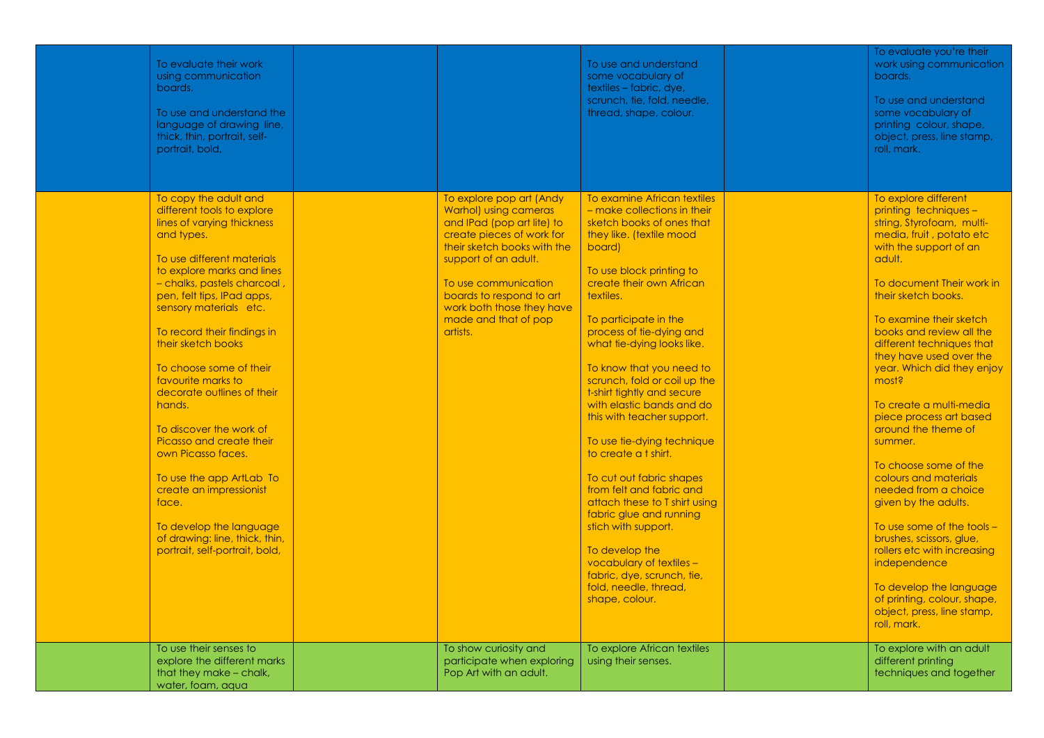| | | | | | | |
|---|---|---|---|---|---|---|
| | To evaluate their work using communication boards.<br><br>To use and understand the language of drawing line, thick, thin, portrait, self-portrait, bold, | | | To use and understand some vocabulary of textiles – fabric, dye, scrunch, tie, fold, needle, thread, shape, colour. | | To evaluate you're their work using communication boards.<br><br>To use and understand some vocabulary of printing colour, shape, object, press, line stamp, roll, mark. |
| | To copy the adult and different tools to explore lines of varying thickness and types.<br><br>To use different materials to explore marks and lines – chalks, pastels charcoal , pen, felt tips, IPad apps, sensory materials etc.<br><br>To record their findings in their sketch books<br><br>To choose some of their favourite marks to decorate outlines of their hands.<br><br>To discover the work of Picasso and create their own Picasso faces.<br><br>To use the app ArtLab To create an impressionist face.<br><br>To develop the language of drawing: line, thick, thin, portrait, self-portrait, bold, | | To explore pop art (Andy Warhol) using cameras and IPad (pop art lite) to create pieces of work for their sketch books with the support of an adult.<br><br>To use communication boards to respond to art work both those they have made and that of pop artists. | To examine African textiles – make collections in their sketch books of ones that they like. (textile mood board)<br><br>To use block printing to create their own African textiles.<br><br>To participate in the process of tie-dying and what tie-dying looks like.<br><br>To know that you need to scrunch, fold or coil up the t-shirt tightly and secure with elastic bands and do this with teacher support.<br><br>To use tie-dying technique to create a t shirt.<br><br>To cut out fabric shapes from felt and fabric and attach these to T shirt using fabric glue and running stich with support.<br><br>To develop the vocabulary of textiles – fabric, dye, scrunch, tie, fold, needle, thread, shape, colour. | | To explore different printing techniques – string, Styrofoam, multi-media, fruit , potato etc with the support of an adult.<br><br>To document Their work in their sketch books.<br><br>To examine their sketch books and review all the different techniques that they have used over the year. Which did they enjoy most?<br><br>To create a multi-media piece process art based around the theme of summer.<br><br>To choose some of the colours and materials needed from a choice given by the adults.<br><br>To use some of the tools – brushes, scissors, glue, rollers etc with increasing independence<br><br>To develop the language of printing, colour, shape, object, press, line stamp, roll, mark. |
| | To use their senses to explore the different marks that they make – chalk, water, foam, aqua | | To show curiosity and participate when exploring Pop Art with an adult. | To explore African textiles using their senses. | | To explore with an adult different printing techniques and together |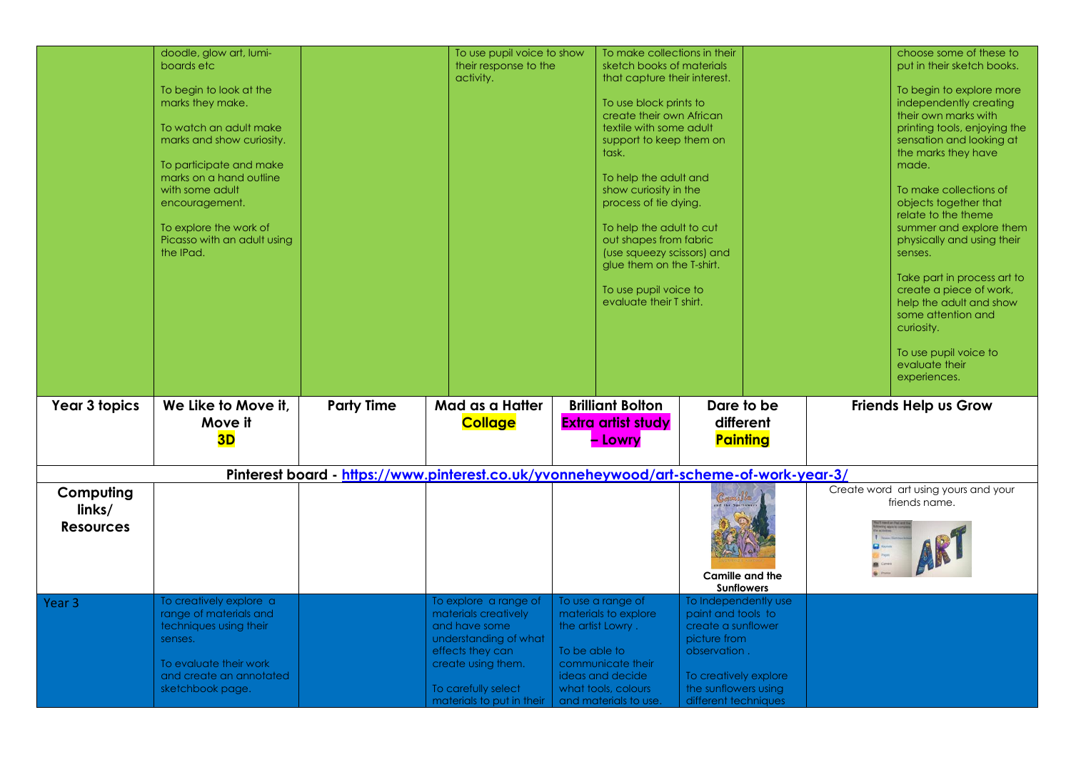| | | | | | | | | |
|---|---|---|---|---|---|---|---|---|
| | doodle, glow art, lumi-boards etc<br><br>To begin to look at the marks they make.<br><br>To watch an adult make marks and show curiosity.<br><br>To participate and make marks on a hand outline with some adult encouragement.<br><br>To explore the work of Picasso with an adult using the IPad. | | To use pupil voice to show their response to the activity. | To make collections in their sketch books of materials that capture their interest.<br><br>To use block prints to create their own African textile with some adult support to keep them on task.<br><br>To help the adult and show curiosity in the process of tie dying.<br><br>To help the adult to cut out shapes from fabric (use squeezy scissors) and glue them on the T-shirt.<br><br>To use pupil voice to evaluate their T shirt. | | | | choose some of these to put in their sketch books.<br><br>To begin to explore more independently creating their own marks with printing tools, enjoying the sensation and looking at the marks they have made.<br><br>To make collections of objects together that relate to the theme summer and explore them physically and using their senses.<br><br>Take part in process art to create a piece of work, help the adult and show some attention and curiosity.<br><br>To use pupil voice to evaluate their experiences. |
| **Year 3 topics** | **We Like to Move it, Move it**<br>**3D** | **Party Time** | **Mad as a Hatter**<br>**Collage** | **Brilliant Bolton**<br>**Extra artist study – Lowry** | **Dare to be different**<br>**Painting** | **Friends Help us Grow** | | |
| **Pinterest board - https://www.pinterest.co.uk/yvonneheywood/art-scheme-of-work-year-3/** | | | | | | | | |
| **Computing links/ Resources** | | | | | **Camille and the Sunflowers** | Create word art using yours and your friends name. | | |
| Year 3 | To creatively explore a range of materials and techniques using their senses.<br><br>To evaluate their work and create an annotated sketchbook page. | | To explore a range of materials creatively and have some understanding of what effects they can create using them.<br><br>To carefully select materials to put in their | To use a range of materials to explore the artist Lowry .<br><br>To be able to communicate their ideas and decide what tools, colours and materials to use. | To independently use paint and tools to create a sunflower picture from observation .<br><br>To creatively explore the sunflowers using different techniques | | | |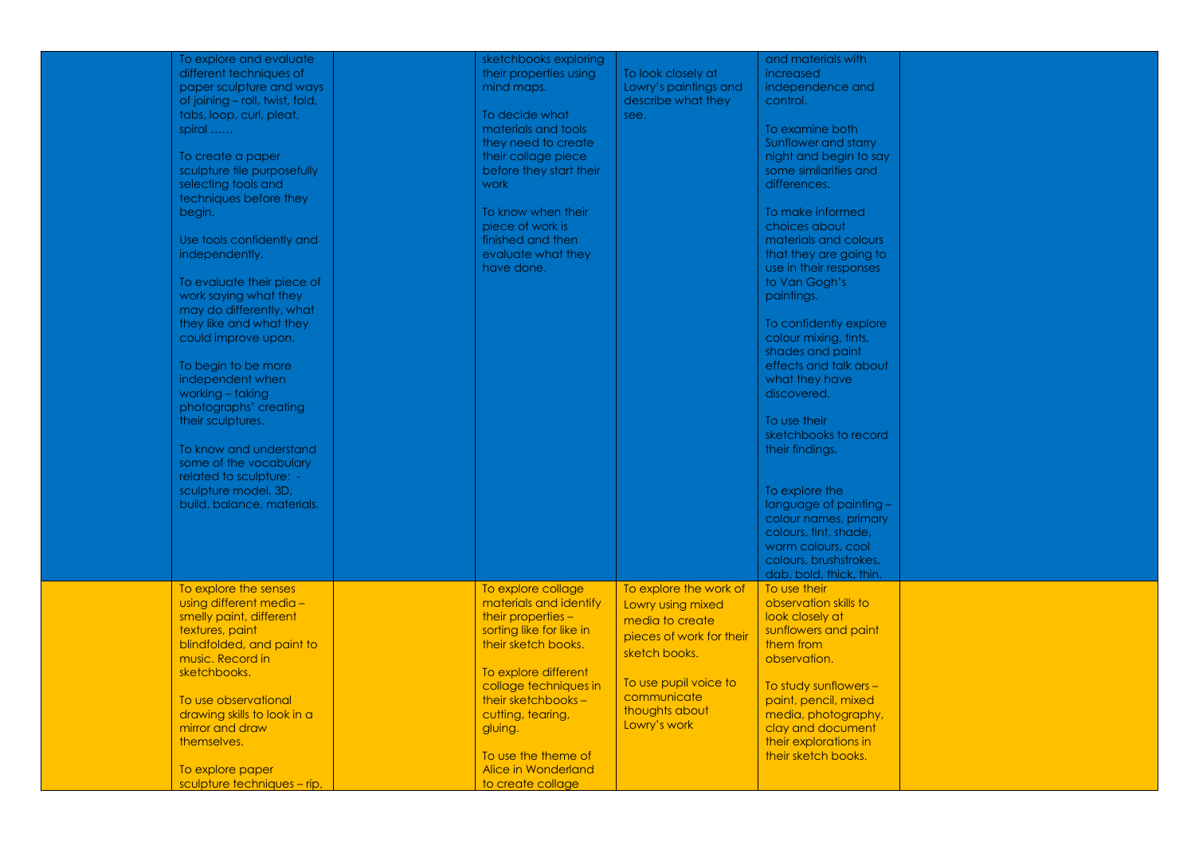| | | | | | | |
|---|---|---|---|---|---|---|
| | To explore and evaluate different techniques of paper sculpture and ways of joining – roll, twist, fold, tabs, loop, curl, pleat, spiral ……<br><br>To create a paper sculpture tile purposefully selecting tools and techniques before they begin.<br><br>Use tools confidently and independently.<br><br>To evaluate their piece of work saying what they may do differently, what they like and what they could improve upon.<br><br>To begin to be more independent when working – taking photographs' creating their sculptures.<br><br>To know and understand some of the vocabulary related to sculpture: - sculpture model, 3D, build, balance, materials. | | sketchbooks exploring their properties using mind maps.<br><br>To decide what materials and tools they need to create their collage piece before they start their work<br><br>To know when their piece of work is finished and then evaluate what they have done. | To look closely at Lowry's paintings and describe what they see. | and materials with increased independence and control.<br><br>To examine both Sunflower and starry night and begin to say some similarities and differences.<br><br>To make informed choices about materials and colours that they are going to use in their responses to Van Gogh's paintings.<br><br>To confidently explore colour mixing, tints, shades and paint effects and talk about what they have discovered.<br><br>To use their sketchbooks to record their findings.<br><br>To explore the language of painting – colour names, primary colours, tint, shade, warm colours, cool colours, brushstrokes, dab, bold, thick, thin. | |
| | To explore the senses using different media – smelly paint, different textures, paint blindfolded, and paint to music. Record in sketchbooks.<br><br>To use observational drawing skills to look in a mirror and draw themselves.<br><br>To explore paper sculpture techniques – rip, | | To explore collage materials and identify their properties – sorting like for like in their sketch books.<br><br>To explore different collage techniques in their sketchbooks – cutting, tearing, gluing.<br><br>To use the theme of Alice in Wonderland to create collage | To explore the work of Lowry using mixed media to create pieces of work for their sketch books.<br><br>To use pupil voice to communicate thoughts about Lowry's work | To use their observation skills to look closely at sunflowers and paint them from observation.<br><br>To study sunflowers – paint, pencil, mixed media, photography, clay and document their explorations in their sketch books. | |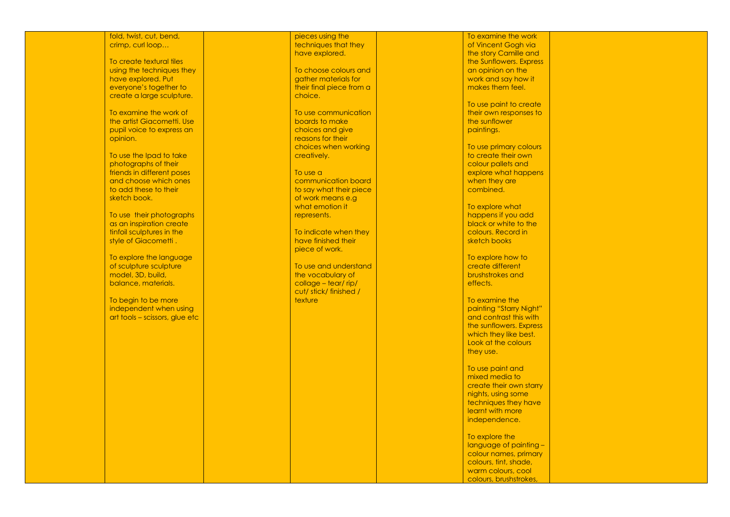| | | | | | | |
|---|---|---|---|---|---|---|
| | fold, twist, cut, bend, crimp, curl loop…<br><br>To create textural tiles using the techniques they have explored. Put everyone's together to create a large sculpture.<br><br>To examine the work of the artist Giacometti. Use pupil voice to express an opinion.<br><br>To use the Ipad to take photographs of their friends in different poses and choose which ones to add these to their sketch book.<br><br>To use their photographs as an inspiration create tinfoil sculptures in the style of Giacometti .<br><br>To explore the language of sculpture sculpture model, 3D, build, balance, materials.<br><br>To begin to be more independent when using art tools – scissors, glue etc | | pieces using the techniques that they have explored.<br><br>To choose colours and gather materials for their final piece from a choice.<br><br>To use communication boards to make choices and give reasons for their choices when working creatively.<br><br>To use a communication board to say what their piece of work means e.g what emotion it represents.<br><br>To indicate when they have finished their piece of work.<br><br>To use and understand the vocabulary of collage – tear/ rip/ cut/ stick/ finished / texture | | To examine the work of Vincent Gogh via the story Camille and the Sunflowers. Express an opinion on the work and say how it makes them feel.<br><br>To use paint to create their own responses to the sunflower paintings.<br><br>To use primary colours to create their own colour pallets and explore what happens when they are combined.<br><br>To explore what happens if you add black or white to the colours. Record in sketch books<br><br>To explore how to create different brushstrokes and effects.<br><br>To examine the painting "Starry Night" and contrast this with the sunflowers. Express which they like best. Look at the colours they use.<br><br>To use paint and mixed media to create their own starry nights, using some techniques they have learnt with more independence.<br><br>To explore the language of painting – colour names, primary colours, tint, shade, warm colours, cool colours, brushstrokes, | |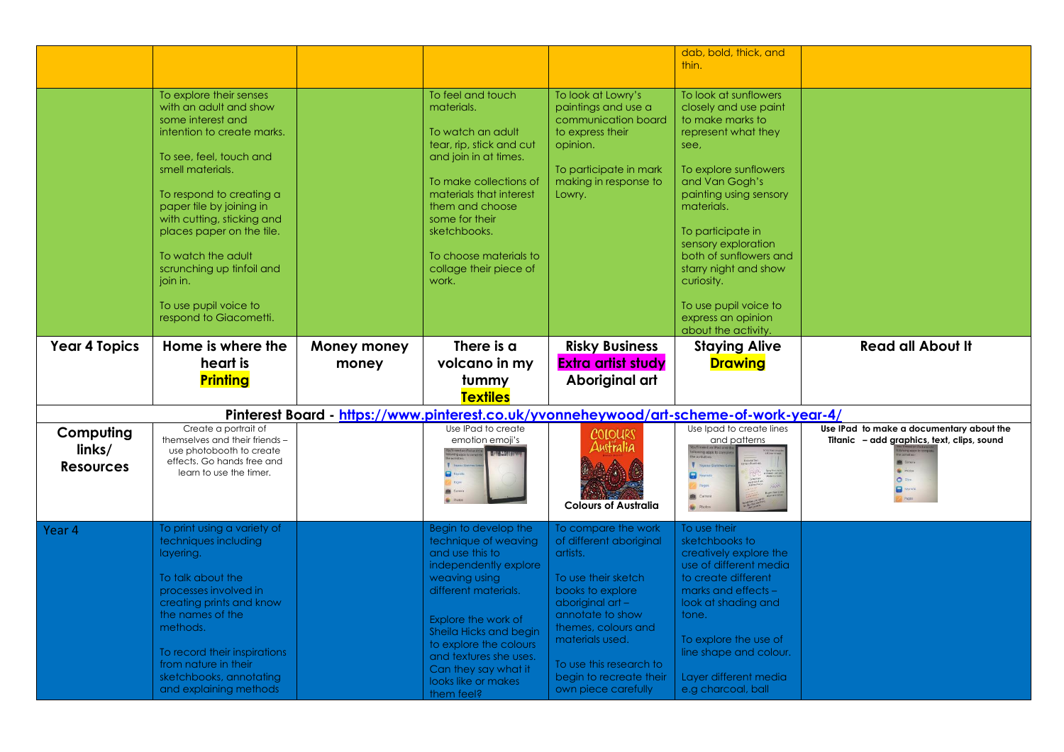| | | | | | | |
|---|---|---|---|---|---|---|
| | | | | | dab, bold, thick, and thin. | |
| | To explore their senses with an adult and show some interest and intention to create marks.<br><br>To see, feel, touch and smell materials.<br><br>To respond to creating a paper tile by joining in with cutting, sticking and places paper on the tile.<br><br>To watch the adult scrunching up tinfoil and join in.<br><br>To use pupil voice to respond to Giacometti. | | To feel and touch materials.<br><br>To watch an adult tear, rip, stick and cut and join in at times.<br><br>To make collections of materials that interest them and choose some for their sketchbooks.<br><br>To choose materials to collage their piece of work. | To look at Lowry's paintings and use a communication board to express their opinion.<br><br>To participate in mark making in response to Lowry. | To look at sunflowers closely and use paint to make marks to represent what they see,<br><br>To explore sunflowers and Van Gogh's painting using sensory materials.<br><br>To participate in sensory exploration both of sunflowers and starry night and show curiosity.<br><br>To use pupil voice to express an opinion about the activity. | |
| **Year 4 Topics** | **Home is where the heart is**<br>**Printing** | **Money money money** | **There is a volcano in my tummy**<br>**Textiles** | **Risky Business**<br>**Extra artist study**<br>**Aboriginal art** | **Staying Alive**<br>**Drawing** | **Read all About It** |
| **Pinterest Board - https://www.pinterest.co.uk/yvonneheywood/art-scheme-of-work-year-4/** | | | | | | |
| **Computing links/ Resources** | Create a portrait of themselves and their friends – use photobooth to create effects. Go hands free and learn to use the timer. | | Use IPad to create emotion emoji's | **Colours of Australia** | Use Ipad to create lines and patterns | **Use IPad to make a documentary about the Titanic – add graphics, text, clips, sound** |
| Year 4 | To print using a variety of techniques including layering.<br><br>To talk about the processes involved in creating prints and know the names of the methods.<br><br>To record their inspirations from nature in their sketchbooks, annotating and explaining methods | | Begin to develop the technique of weaving and use this to independently explore weaving using different materials.<br><br>Explore the work of Sheila Hicks and begin to explore the colours and textures she uses. Can they say what it looks like or makes them feel? | To compare the work of different aboriginal artists.<br><br>To use their sketch books to explore aboriginal art – annotate to show themes, colours and materials used.<br><br>To use this research to begin to recreate their own piece carefully | To use their sketchbooks to creatively explore the use of different media to create different marks and effects – look at shading and tone.<br><br>To explore the use of line shape and colour.<br><br>Layer different media e.g charcoal, ball | |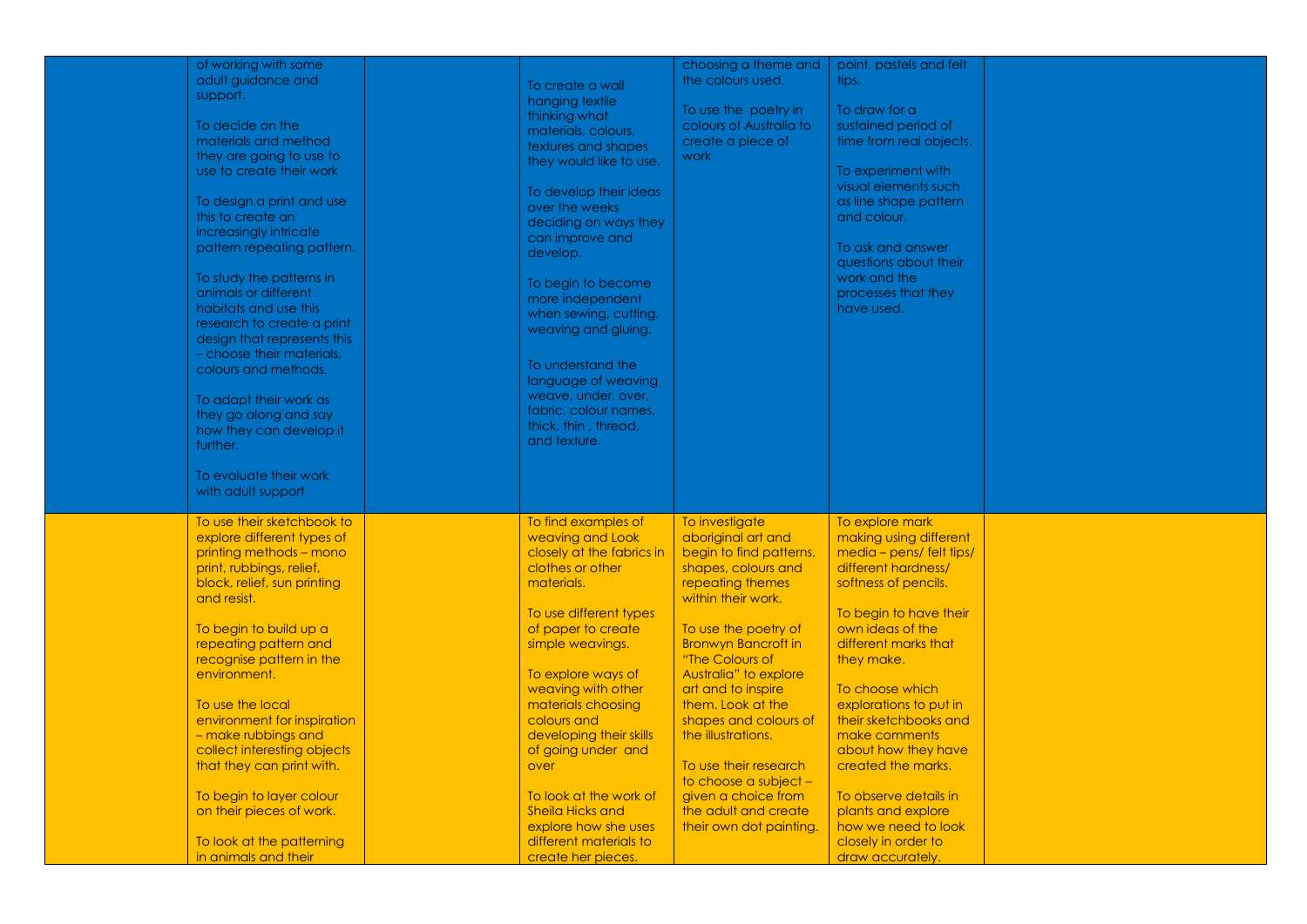| | | | | | | |
|---|---|---|---|---|---|---|
| | of working with some adult guidance and support.<br><br>To decide on the materials and method they are going to use to use to create their work<br><br>To design a print and use this to create an increasingly intricate pattern repeating pattern.<br><br>To study the patterns in animals or different habitats and use this research to create a print design that represents this – choose their materials, colours and methods.<br><br>To adapt their work as they go along and say how they can develop it further.<br><br>To evaluate their work with adult support | | To create a wall hanging textile thinking what materials, colours, textures and shapes they would like to use.<br><br>To develop their ideas over the weeks deciding on ways they can improve and develop.<br><br>To begin to become more independent when sewing, cutting, weaving and gluing.<br><br>To understand the language of weaving weave, under, over, fabric, colour names, thick, thin , thread, and texture. | choosing a theme and the colours used.<br><br>To use the poetry in colours of Australia to create a piece of work | point, pastels and felt tips.<br><br>To draw for a sustained period of time from real objects.<br><br>To experiment with visual elements such as line shape pattern and colour.<br><br>To ask and answer questions about their work and the processes that they have used. | |
| | To use their sketchbook to explore different types of printing methods – mono print, rubbings, relief, block, relief, sun printing and resist.<br><br>To begin to build up a repeating pattern and recognise pattern in the environment.<br><br>To use the local environment for inspiration – make rubbings and collect interesting objects that they can print with.<br><br>To begin to layer colour on their pieces of work.<br><br>To look at the patterning in animals and their | | To find examples of weaving and Look closely at the fabrics in clothes or other materials.<br><br>To use different types of paper to create simple weavings.<br><br>To explore ways of weaving with other materials choosing colours and developing their skills of going under and over<br><br>To look at the work of Sheila Hicks and explore how she uses different materials to create her pieces. | To investigate aboriginal art and begin to find patterns, shapes, colours and repeating themes within their work.<br><br>To use the poetry of Bronwyn Bancroft in "The Colours of Australia" to explore art and to inspire them. Look at the shapes and colours of the illustrations.<br><br>To use their research to choose a subject – given a choice from the adult and create their own dot painting. | To explore mark making using different media – pens/ felt tips/ different hardness/ softness of pencils.<br><br>To begin to have their own ideas of the different marks that they make.<br><br>To choose which explorations to put in their sketchbooks and make comments about how they have created the marks.<br><br>To observe details in plants and explore how we need to look closely in order to draw accurately. | |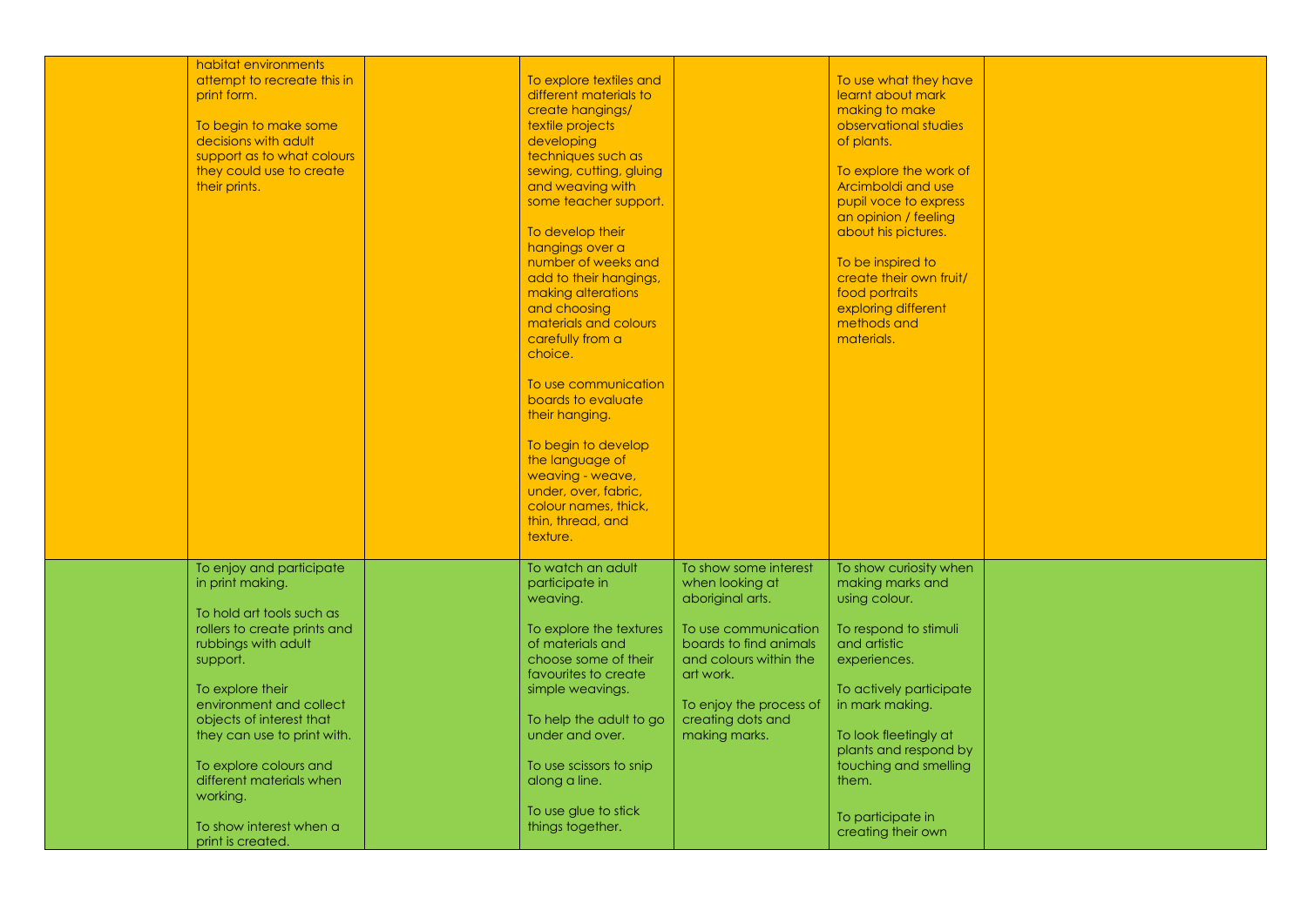| | | | | | | |
|---|---|---|---|---|---|---|
| | habitat environments attempt to recreate this in print form.<br><br>To begin to make some decisions with adult support as to what colours they could use to create their prints. | | To explore textiles and different materials to create hangings/ textile projects developing techniques such as sewing, cutting, gluing and weaving with some teacher support.<br><br>To develop their hangings over a number of weeks and add to their hangings, making alterations and choosing materials and colours carefully from a choice.<br><br>To use communication boards to evaluate their hanging.<br><br>To begin to develop the language of weaving - weave, under, over, fabric, colour names, thick, thin, thread, and texture. | | To use what they have learnt about mark making to make observational studies of plants.<br><br>To explore the work of Arcimboldi and use pupil voce to express an opinion / feeling about his pictures.<br><br>To be inspired to create their own fruit/ food portraits exploring different methods and materials. | |
| | To enjoy and participate in print making.<br><br>To hold art tools such as rollers to create prints and rubbings with adult support.<br><br>To explore their environment and collect objects of interest that they can use to print with.<br><br>To explore colours and different materials when working.<br><br>To show interest when a print is created. | | To watch an adult participate in weaving.<br><br>To explore the textures of materials and choose some of their favourites to create simple weavings.<br><br>To help the adult to go under and over.<br><br>To use scissors to snip along a line.<br><br>To use glue to stick things together. | To show some interest when looking at aboriginal arts.<br><br>To use communication boards to find animals and colours within the art work.<br><br>To enjoy the process of creating dots and making marks. | To show curiosity when making marks and using colour.<br><br>To respond to stimuli and artistic experiences.<br><br>To actively participate in mark making.<br><br>To look fleetingly at plants and respond by touching and smelling them.<br><br>To participate in creating their own | |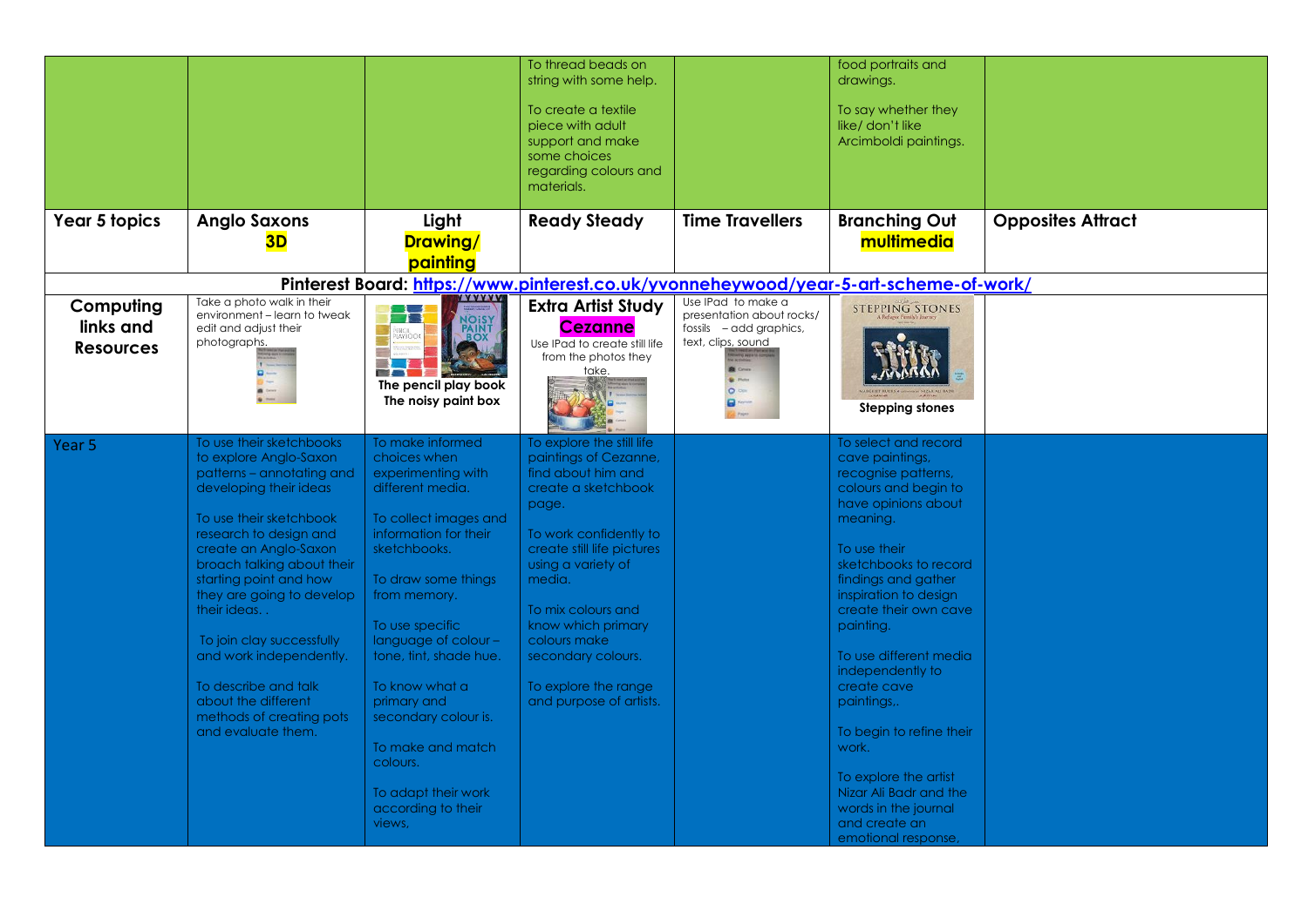| | | | | | | |
|---|---|---|---|---|---|---|
| | | | To thread beads on string with some help.<br><br>To create a textile piece with adult support and make some choices regarding colours and materials. | | food portraits and drawings.<br><br>To say whether they like/ don't like Arcimboldi paintings. | |
| **Year 5 topics** | **Anglo Saxons**<br>**3D** | **Light**<br>**Drawing/ painting** | **Ready Steady** | **Time Travellers** | **Branching Out**<br>**multimedia** | **Opposites Attract** |
| **Pinterest Board: https://www.pinterest.co.uk/yvonneheywood/year-5-art-scheme-of-work/** | | | | | | |
| **Computing links and Resources** | Take a photo walk in their environment – learn to tweak edit and adjust their photographs. | **The pencil play book**<br>**The noisy paint box** | **Extra Artist Study**<br>**Cezanne**<br>Use IPad to create still life from the photos they take. | Use IPad to make a presentation about rocks/ fossils – add graphics, text, clips, sound | **Stepping stones** | |
| Year 5 | To use their sketchbooks to explore Anglo-Saxon patterns – annotating and developing their ideas<br><br>To use their sketchbook research to design and create an Anglo-Saxon broach talking about their starting point and how they are going to develop their ideas. .<br><br>To join clay successfully and work independently.<br><br>To describe and talk about the different methods of creating pots and evaluate them. | To make informed choices when experimenting with different media.<br><br>To collect images and information for their sketchbooks.<br><br>To draw some things from memory.<br><br>To use specific language of colour – tone, tint, shade hue.<br><br>To know what a primary and secondary colour is.<br><br>To make and match colours.<br><br>To adapt their work according to their views, | To explore the still life paintings of Cezanne, find about him and create a sketchbook page.<br><br>To work confidently to create still life pictures using a variety of media.<br><br>To mix colours and know which primary colours make secondary colours.<br><br>To explore the range and purpose of artists. | | To select and record cave paintings, recognise patterns, colours and begin to have opinions about meaning.<br><br>To use their sketchbooks to record findings and gather inspiration to design create their own cave painting.<br><br>To use different media independently to create cave paintings..<br><br>To begin to refine their work.<br><br>To explore the artist Nizar Ali Badr and the words in the journal and create an emotional response, | |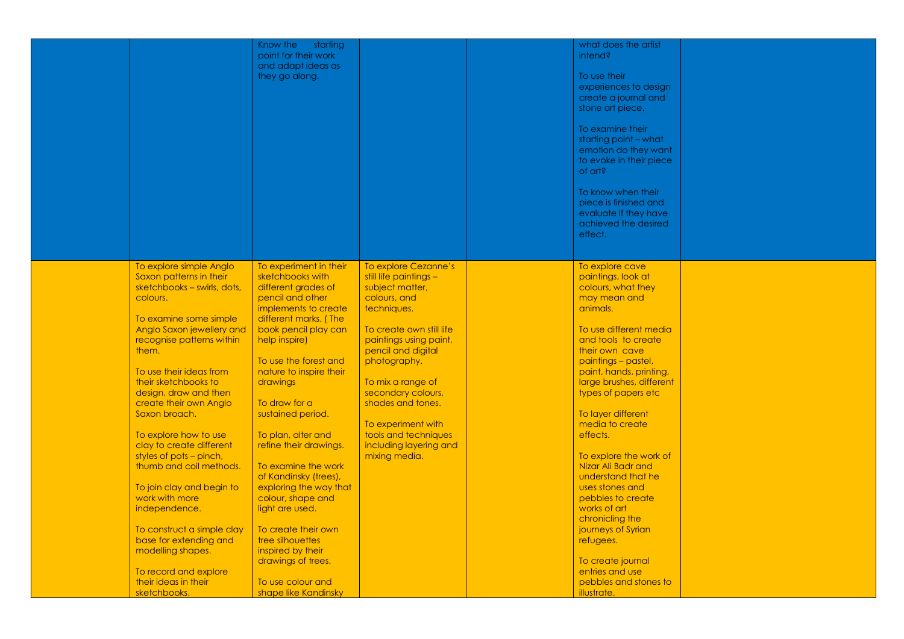| | | | | | | |
|---|---|---|---|---|---|---|
| | | Know the starting point for their work and adapt ideas as they go along. | | | what does the artist intend?<br><br>To use their experiences to design create a journal and stone art piece.<br><br>To examine their starting point – what emotion do they want to evoke in their piece of art?<br><br>To know when their piece is finished and evaluate if they have achieved the desired effect. | |
| | To explore simple Anglo Saxon patterns in their sketchbooks – swirls, dots, colours.<br><br>To examine some simple Anglo Saxon jewellery and recognise patterns within them.<br><br>To use their ideas from their sketchbooks to design, draw and then create their own Anglo Saxon broach.<br><br>To explore how to use clay to create different styles of pots – pinch, thumb and coil methods.<br><br>To join clay and begin to work with more independence.<br><br>To construct a simple clay base for extending and modelling shapes.<br><br>To record and explore their ideas in their sketchbooks. | To experiment in their sketchbooks with different grades of pencil and other implements to create different marks. ( The book pencil play can help inspire)<br><br>To use the forest and nature to inspire their drawings<br><br>To draw for a sustained period.<br><br>To plan, alter and refine their drawings.<br><br>To examine the work of Kandinsky (trees), exploring the way that colour, shape and light are used.<br><br>To create their own tree silhouettes inspired by their drawings of trees.<br><br>To use colour and shape like Kandinsky | To explore Cezanne's still life paintings – subject matter, colours, and techniques.<br><br>To create own still life paintings using paint, pencil and digital photography.<br><br>To mix a range of secondary colours, shades and tones.<br><br>To experiment with tools and techniques including layering and mixing media. | | To explore cave paintings, look at colours, what they may mean and animals.<br><br>To use different media and tools to create their own cave paintings – pastel, paint, hands, printing, large brushes, different types of papers etc<br><br>To layer different media to create effects.<br><br>To explore the work of Nizar Ali Badr and understand that he uses stones and pebbles to create works of art chronicling the journeys of Syrian refugees.<br><br>To create journal entries and use pebbles and stones to illustrate. | |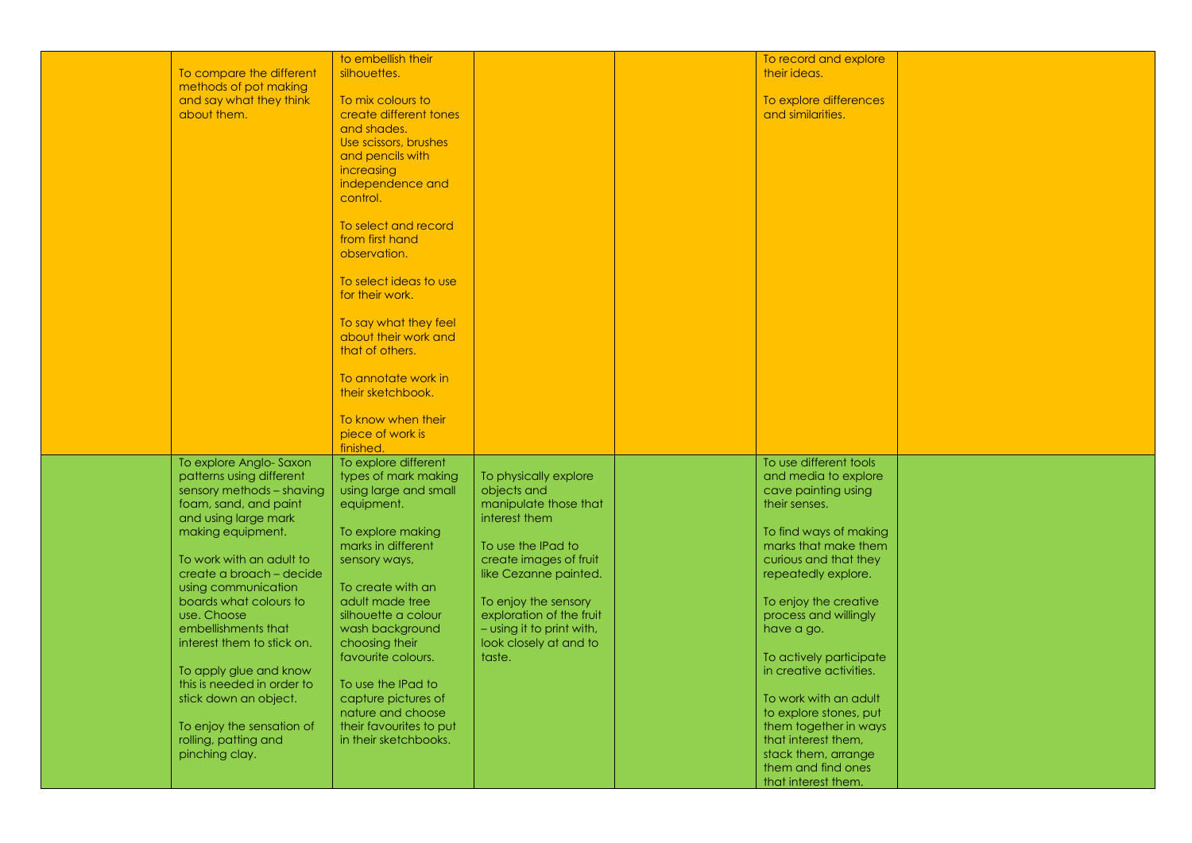| | | | | | | |
|---|---|---|---|---|---|---|
| | To compare the different methods of pot making and say what they think about them. | to embellish their silhouettes.<br><br>To mix colours to create different tones and shades.<br>Use scissors, brushes and pencils with increasing independence and control.<br><br>To select and record from first hand observation.<br><br>To select ideas to use for their work.<br><br>To say what they feel about their work and that of others.<br><br>To annotate work in their sketchbook.<br><br>To know when their piece of work is finished. | | | To record and explore their ideas.<br><br>To explore differences and similarities. | |
| | To explore Anglo- Saxon patterns using different sensory methods – shaving foam, sand, and paint and using large mark making equipment.<br><br>To work with an adult to create a broach – decide using communication boards what colours to use. Choose embellishments that interest them to stick on.<br><br>To apply glue and know this is needed in order to stick down an object.<br><br>To enjoy the sensation of rolling, patting and pinching clay. | To explore different types of mark making using large and small equipment.<br><br>To explore making marks in different sensory ways,<br><br>To create with an adult made tree silhouette a colour wash background choosing their favourite colours.<br><br>To use the IPad to capture pictures of nature and choose their favourites to put in their sketchbooks. | To physically explore objects and manipulate those that interest them<br><br>To use the IPad to create images of fruit like Cezanne painted.<br><br>To enjoy the sensory exploration of the fruit – using it to print with, look closely at and to taste. | | To use different tools and media to explore cave painting using their senses.<br><br>To find ways of making marks that make them curious and that they repeatedly explore.<br><br>To enjoy the creative process and willingly have a go.<br><br>To actively participate in creative activities.<br><br>To work with an adult to explore stones, put them together in ways that interest them, stack them, arrange them and find ones that interest them. | |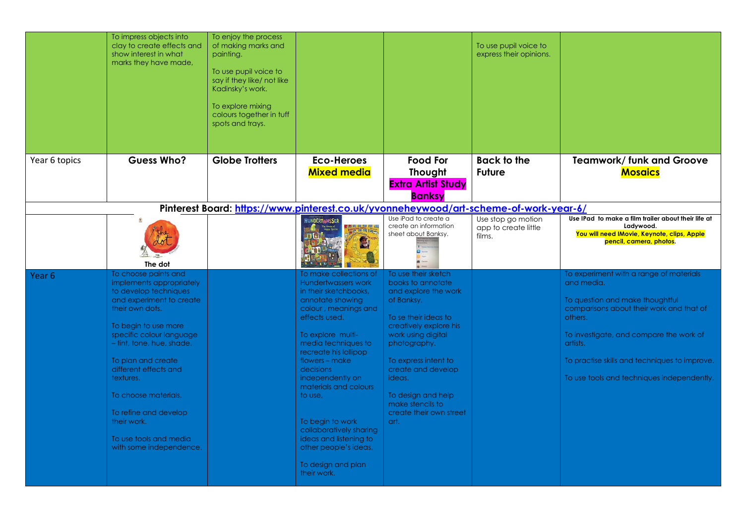| | | | | | | |
|---|---|---|---|---|---|---|
| | To impress objects into clay to create effects and show interest in what marks they have made, | To enjoy the process of making marks and painting.<br><br>To use pupil voice to say if they like/ not like Kadinsky's work.<br><br>To explore mixing colours together in tuff spots and trays. | | | To use pupil voice to express their opinions. | |
| Year 6 topics | **Guess Who?** | **Globe Trotters** | **Eco-Heroes**<br>**Mixed media** | **Food For Thought**<br>**Extra Artist Study Banksy** | **Back to the Future** | **Teamwork/ funk and Groove**<br>**Mosaics** |
| **Pinterest Board: https://www.pinterest.co.uk/yvonneheywood/art-scheme-of-work-year-6/** | | | | | | |
| | The dot | | | Use iPad to create a create an information sheet about Banksy. | Use stop go motion app to create little films. | **Use IPad to make a film trailer about their life at Ladywood.**<br>**You will need IMovie, Keynote, clips, Apple pencil, camera, photos.** |
| Year 6 | To choose paints and implements appropriately to develop techniques and experiment to create their own dots.<br><br>To begin to use more specific colour language – tint, tone, hue, shade.<br><br>To plan and create different effects and textures.<br><br>To choose materials.<br><br>To refine and develop their work.<br><br>To use tools and media with some independence. | | To make collections of Hundertwassers work in their sketchbooks, annotate showing colour , meanings and effects used.<br><br>To explore multi-media techniques to recreate his lollipop flowers – make decisions independently on materials and colours to use,<br><br>To begin to work collaboratively sharing ideas and listening to other people's ideas.<br><br>To design and plan their work. | To use their sketch books to annotate and explore the work of Banksy.<br><br>To se their ideas to creatively explore his work using digital photography.<br><br>To express intent to create and develop ideas.<br><br>To design and help make stencils to create their own street art. | | To experiment with a range of materials and media.<br><br>To question and make thoughtful comparisons about their work and that of others.<br><br>To investigate, and compare the work of artists.<br><br>To practise skills and techniques to improve.<br><br>To use tools and techniques independently. |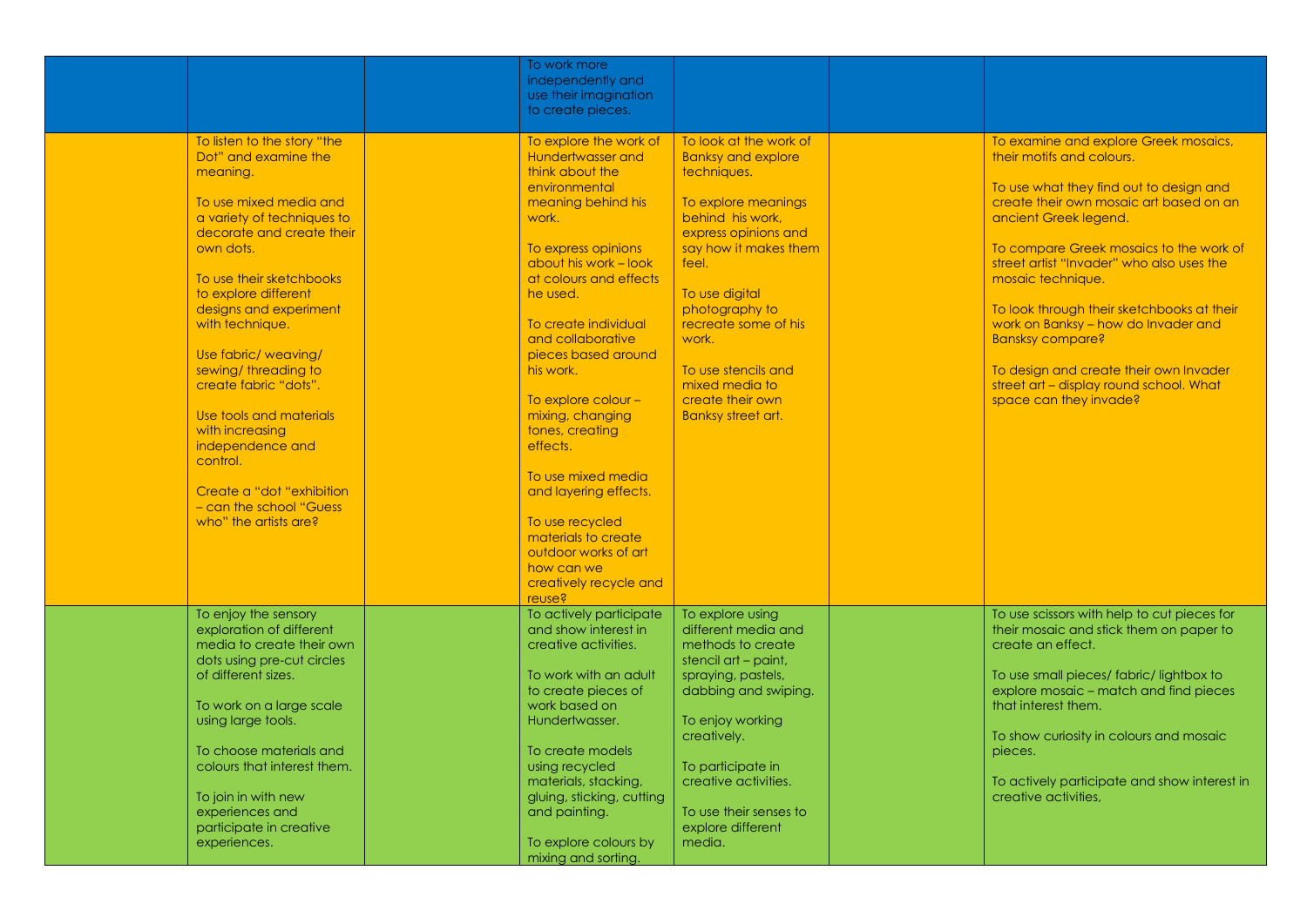| | | | | | | |
|---|---|---|---|---|---|---|
| | | | To work more independently and use their imagination to create pieces. | | | |
| | To listen to the story "the Dot" and examine the meaning.<br><br>To use mixed media and a variety of techniques to decorate and create their own dots.<br><br>To use their sketchbooks to explore different designs and experiment with technique.<br><br>Use fabric/ weaving/ sewing/ threading to create fabric "dots".<br><br>Use tools and materials with increasing independence and control.<br><br>Create a "dot "exhibition – can the school "Guess who" the artists are? | | To explore the work of Hundertwasser and think about the environmental meaning behind his work.<br><br>To express opinions about his work – look at colours and effects he used.<br><br>To create individual and collaborative pieces based around his work.<br><br>To explore colour – mixing, changing tones, creating effects.<br><br>To use mixed media and layering effects.<br><br>To use recycled materials to create outdoor works of art how can we creatively recycle and reuse? | To look at the work of Banksy and explore techniques.<br><br>To explore meanings behind his work, express opinions and say how it makes them feel.<br><br>To use digital photography to recreate some of his work.<br><br>To use stencils and mixed media to create their own Banksy street art. | | To examine and explore Greek mosaics, their motifs and colours.<br><br>To use what they find out to design and create their own mosaic art based on an ancient Greek legend.<br><br>To compare Greek mosaics to the work of street artist "Invader" who also uses the mosaic technique.<br><br>To look through their sketchbooks at their work on Banksy – how do Invader and Bansksy compare?<br><br>To design and create their own Invader street art – display round school. What space can they invade? |
| | To enjoy the sensory exploration of different media to create their own dots using pre-cut circles of different sizes.<br><br>To work on a large scale using large tools.<br><br>To choose materials and colours that interest them.<br><br>To join in with new experiences and participate in creative experiences. | | To actively participate and show interest in creative activities.<br><br>To work with an adult to create pieces of work based on Hundertwasser.<br><br>To create models using recycled materials, stacking, gluing, sticking, cutting and painting.<br><br>To explore colours by mixing and sorting. | To explore using different media and methods to create stencil art – paint, spraying, pastels, dabbing and swiping.<br><br>To enjoy working creatively.<br><br>To participate in creative activities.<br><br>To use their senses to explore different media. | | To use scissors with help to cut pieces for their mosaic and stick them on paper to create an effect.<br><br>To use small pieces/ fabric/ lightbox to explore mosaic – match and find pieces that interest them.<br><br>To show curiosity in colours and mosaic pieces.<br><br>To actively participate and show interest in creative activities, |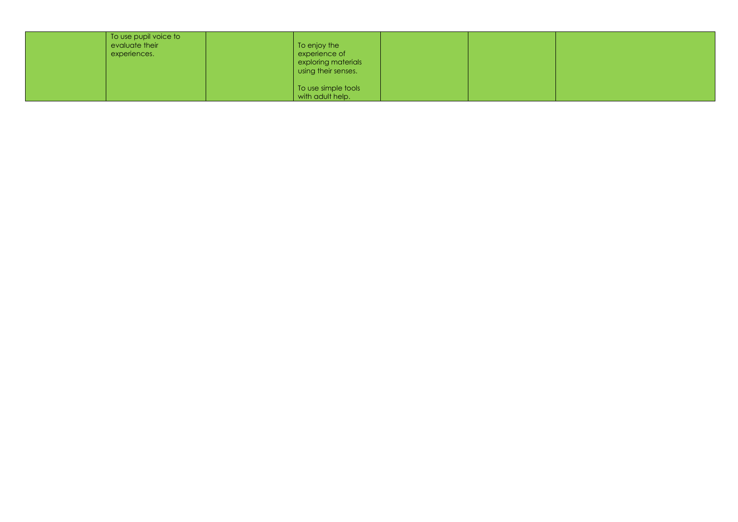| | | | | | | |
|---|---|---|---|---|---|---|
| | To use pupil voice to evaluate their experiences. | | To enjoy the experience of exploring materials using their senses.<br><br>To use simple tools with adult help. | | | |